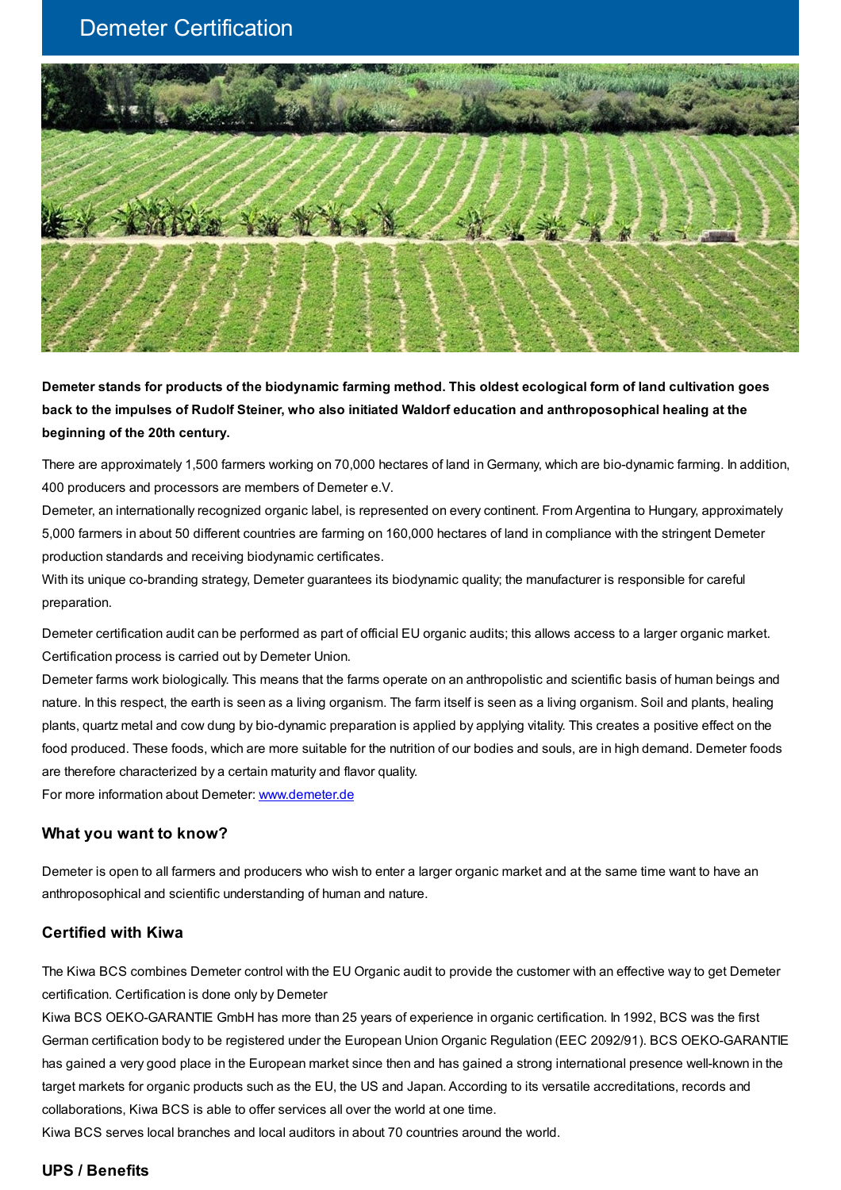# Demeter Certification

**Demeter stands for products of the biodynamic farming method. This oldest ecological form of land cultivation goes back to the impulses of Rudolf Steiner, who also initiated Waldorf education and anthroposophical healing at the beginning of the 20th century.**

There are approximately 1,500 farmers working on 70,000 hectares of land in Germany, which are bio-dynamic farming. In addition, 400 producers and processors are members of Demeter e.V.
Demeter, an internationally recognized organic label, is represented on every continent. From Argentina to Hungary, approximately 5,000 farmers in about 50 different countries are farming on 160,000 hectares of land in compliance with the stringent Demeter production standards and receiving biodynamic certificates.
With its unique co-branding strategy, Demeter guarantees its biodynamic quality; the manufacturer is responsible for careful preparation.

Demeter certification audit can be performed as part of official EU organic audits; this allows access to a larger organic market. Certification process is carried out by Demeter Union.
Demeter farms work biologically. This means that the farms operate on an anthropolistic and scientific basis of human beings and nature. In this respect, the earth is seen as a living organism. The farm itself is seen as a living organism. Soil and plants, healing plants, quartz metal and cow dung by bio-dynamic preparation is applied by applying vitality. This creates a positive effect on the food produced. These foods, which are more suitable for the nutrition of our bodies and souls, are in high demand. Demeter foods are therefore characterized by a certain maturity and flavor quality.
For more information about Demeter: [www.demeter.de](www.demeter.de)

### What you want to know?

Demeter is open to all farmers and producers who wish to enter a larger organic market and at the same time want to have an anthroposophical and scientific understanding of human and nature.

### Certified with Kiwa

The Kiwa BCS combines Demeter control with the EU Organic audit to provide the customer with an effective way to get Demeter certification. Certification is done only by Demeter
Kiwa BCS OEKO-GARANTIE GmbH has more than 25 years of experience in organic certification. In 1992, BCS was the first German certification body to be registered under the European Union Organic Regulation (EEC 2092/91). BCS OEKO-GARANTIE has gained a very good place in the European market since then and has gained a strong international presence well-known in the target markets for organic products such as the EU, the US and Japan. According to its versatile accreditations, records and collaborations, Kiwa BCS is able to offer services all over the world at one time.
Kiwa BCS serves local branches and local auditors in about 70 countries around the world.

### UPS / Benefits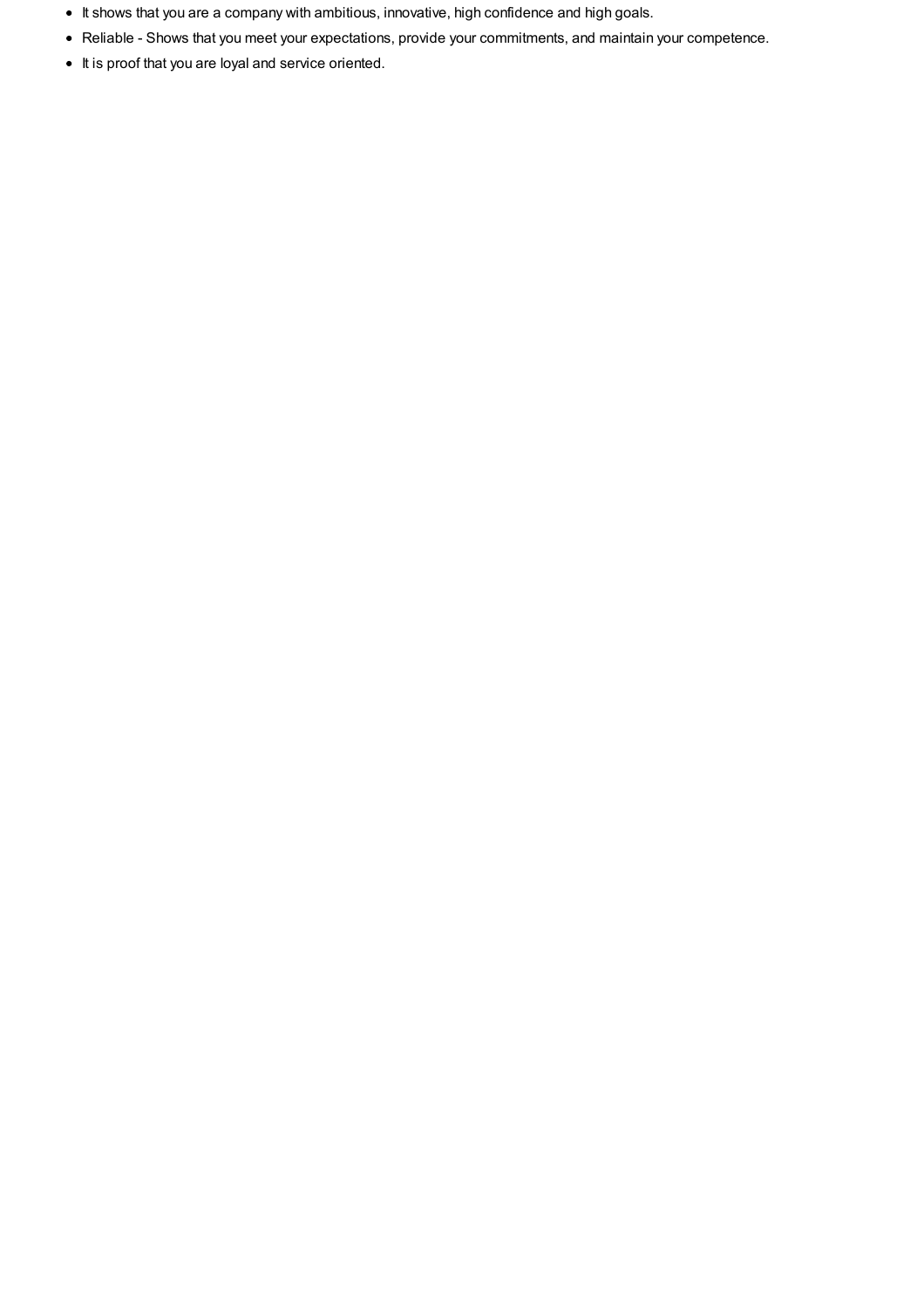- It shows that you are a company with ambitious, innovative, high confidence and high goals.
- Reliable - Shows that you meet your expectations, provide your commitments, and maintain your competence.
- It is proof that you are loyal and service oriented.